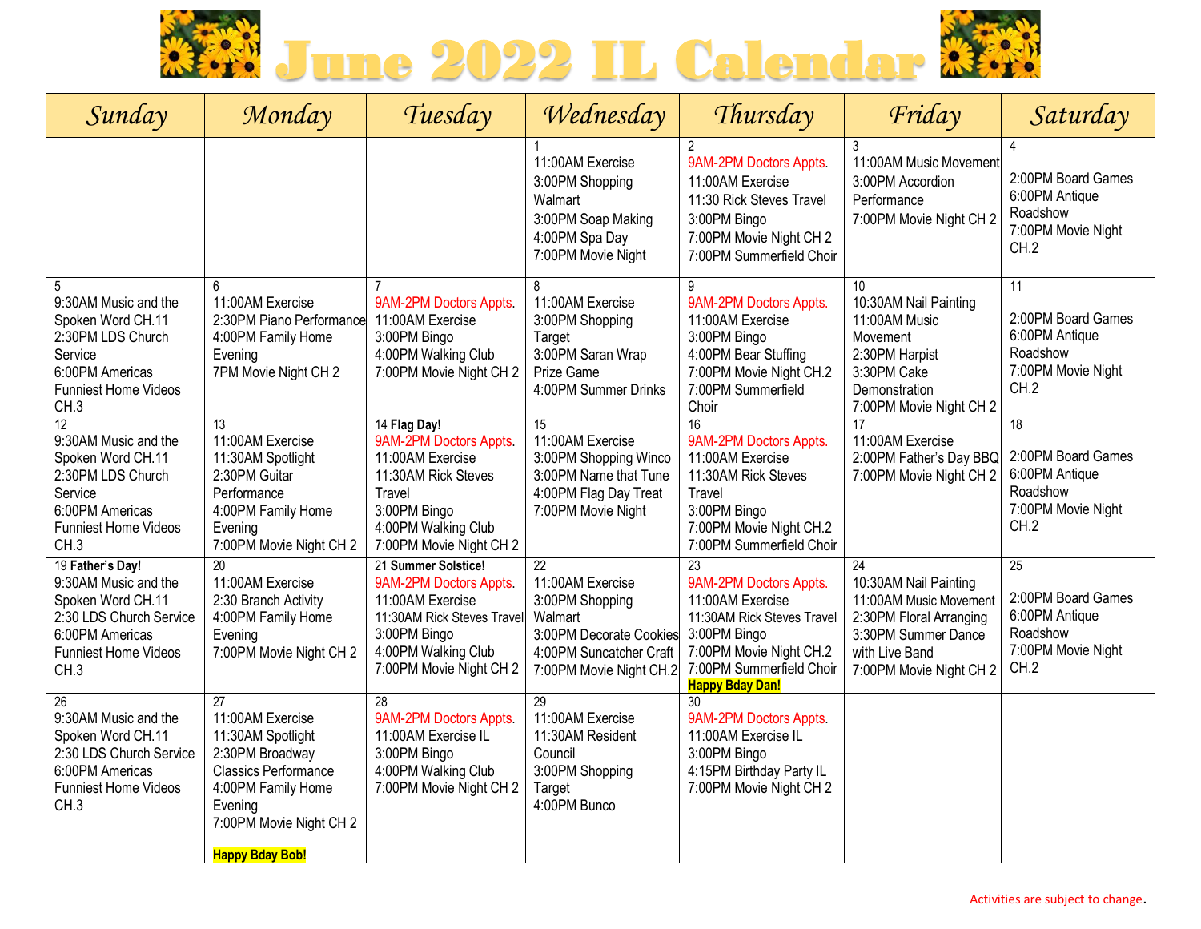# June 2022 IL Calendar

| Sunday | Monday | Tuesday | Wednesday | Thursday | Friday | Saturday |
|---|---|---|---|---|---|---|
| | | | 1<br>11:00AM Exercise<br>3:00PM Shopping Walmart<br>3:00PM Soap Making<br>4:00PM Spa Day<br>7:00PM Movie Night | 2<br>9AM-2PM Doctors Appts.<br>11:00AM Exercise<br>11:30 Rick Steves Travel<br>3:00PM Bingo<br>7:00PM Movie Night CH 2<br>7:00PM Summerfield Choir | 3<br>11:00AM Music Movement<br>3:00PM Accordion Performance<br>7:00PM Movie Night CH 2 | 4<br>2:00PM Board Games<br>6:00PM Antique Roadshow<br>7:00PM Movie Night CH.2 |
| 5<br>9:30AM Music and the Spoken Word CH.11<br>2:30PM LDS Church Service<br>6:00PM Americas Funniest Home Videos CH.3 | 6<br>11:00AM Exercise<br>2:30PM Piano Performance<br>4:00PM Family Home Evening<br>7PM Movie Night CH 2 | 7<br>9AM-2PM Doctors Appts.<br>11:00AM Exercise<br>3:00PM Bingo<br>4:00PM Walking Club<br>7:00PM Movie Night CH 2 | 8<br>11:00AM Exercise<br>3:00PM Shopping Target<br>3:00PM Saran Wrap Prize Game<br>4:00PM Summer Drinks | 9<br>9AM-2PM Doctors Appts.<br>11:00AM Exercise<br>3:00PM Bingo<br>4:00PM Bear Stuffing<br>7:00PM Movie Night CH.2<br>7:00PM Summerfield Choir | 10<br>10:30AM Nail Painting<br>11:00AM Music Movement<br>2:30PM Harpist<br>3:30PM Cake Demonstration<br>7:00PM Movie Night CH 2 | 11<br>2:00PM Board Games<br>6:00PM Antique Roadshow<br>7:00PM Movie Night CH.2 |
| 12<br>9:30AM Music and the Spoken Word CH.11<br>2:30PM LDS Church Service<br>6:00PM Americas Funniest Home Videos CH.3 | 13<br>11:00AM Exercise<br>11:30AM Spotlight<br>2:30PM Guitar Performance<br>4:00PM Family Home Evening<br>7:00PM Movie Night CH 2 | 14 **Flag Day!**<br>9AM-2PM Doctors Appts.<br>11:00AM Exercise<br>11:30AM Rick Steves Travel<br>3:00PM Bingo<br>4:00PM Walking Club<br>7:00PM Movie Night CH 2 | 15<br>11:00AM Exercise<br>3:00PM Shopping Winco<br>3:00PM Name that Tune<br>4:00PM Flag Day Treat<br>7:00PM Movie Night | 16<br>9AM-2PM Doctors Appts.<br>11:00AM Exercise<br>11:30AM Rick Steves Travel<br>3:00PM Bingo<br>7:00PM Movie Night CH.2<br>7:00PM Summerfield Choir | 17<br>11:00AM Exercise<br>2:00PM Father's Day BBQ<br>7:00PM Movie Night CH 2 | 18<br>2:00PM Board Games<br>6:00PM Antique Roadshow<br>7:00PM Movie Night CH.2 |
| 19 **Father's Day!**<br>9:30AM Music and the Spoken Word CH.11<br>2:30 LDS Church Service<br>6:00PM Americas Funniest Home Videos CH.3 | 20<br>11:00AM Exercise<br>2:30 Branch Activity<br>4:00PM Family Home Evening<br>7:00PM Movie Night CH 2 | 21 **Summer Solstice!**<br>9AM-2PM Doctors Appts.<br>11:00AM Exercise<br>11:30AM Rick Steves Travel<br>3:00PM Bingo<br>4:00PM Walking Club<br>7:00PM Movie Night CH 2 | 22<br>11:00AM Exercise<br>3:00PM Shopping Walmart<br>3:00PM Decorate Cookies<br>4:00PM Suncatcher Craft<br>7:00PM Movie Night CH.2 | 23<br>9AM-2PM Doctors Appts.<br>11:00AM Exercise<br>11:30AM Rick Steves Travel<br>3:00PM Bingo<br>7:00PM Movie Night CH.2<br>7:00PM Summerfield Choir<br>**Happy Bday Dan!** | 24<br>10:30AM Nail Painting<br>11:00AM Music Movement<br>2:30PM Floral Arranging<br>3:30PM Summer Dance with Live Band<br>7:00PM Movie Night CH 2 | 25<br>2:00PM Board Games<br>6:00PM Antique Roadshow<br>7:00PM Movie Night CH.2 |
| 26<br>9:30AM Music and the Spoken Word CH.11<br>2:30 LDS Church Service<br>6:00PM Americas Funniest Home Videos CH.3 | 27<br>11:00AM Exercise<br>11:30AM Spotlight<br>2:30PM Broadway Classics Performance<br>4:00PM Family Home Evening<br>7:00PM Movie Night CH 2<br>**Happy Bday Bob!** | 28<br>9AM-2PM Doctors Appts.<br>11:00AM Exercise IL<br>3:00PM Bingo<br>4:00PM Walking Club<br>7:00PM Movie Night CH 2 | 29<br>11:00AM Exercise<br>11:30AM Resident Council<br>3:00PM Shopping Target<br>4:00PM Bunco | 30<br>9AM-2PM Doctors Appts.<br>11:00AM Exercise IL<br>3:00PM Bingo<br>4:15PM Birthday Party IL<br>7:00PM Movie Night CH 2 | | |

Activities are subject to change.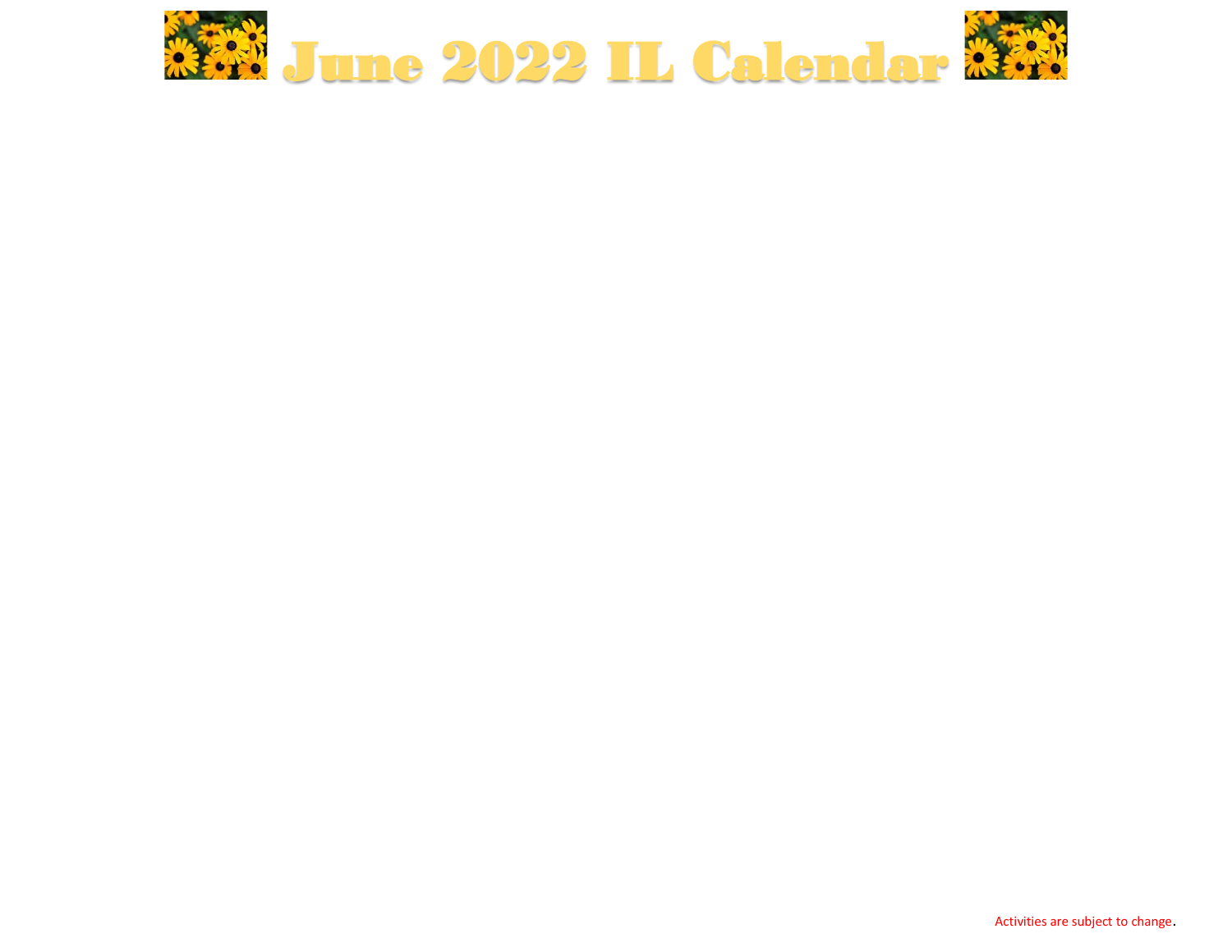# June 2022 IL Calendar

Activities are subject to change.